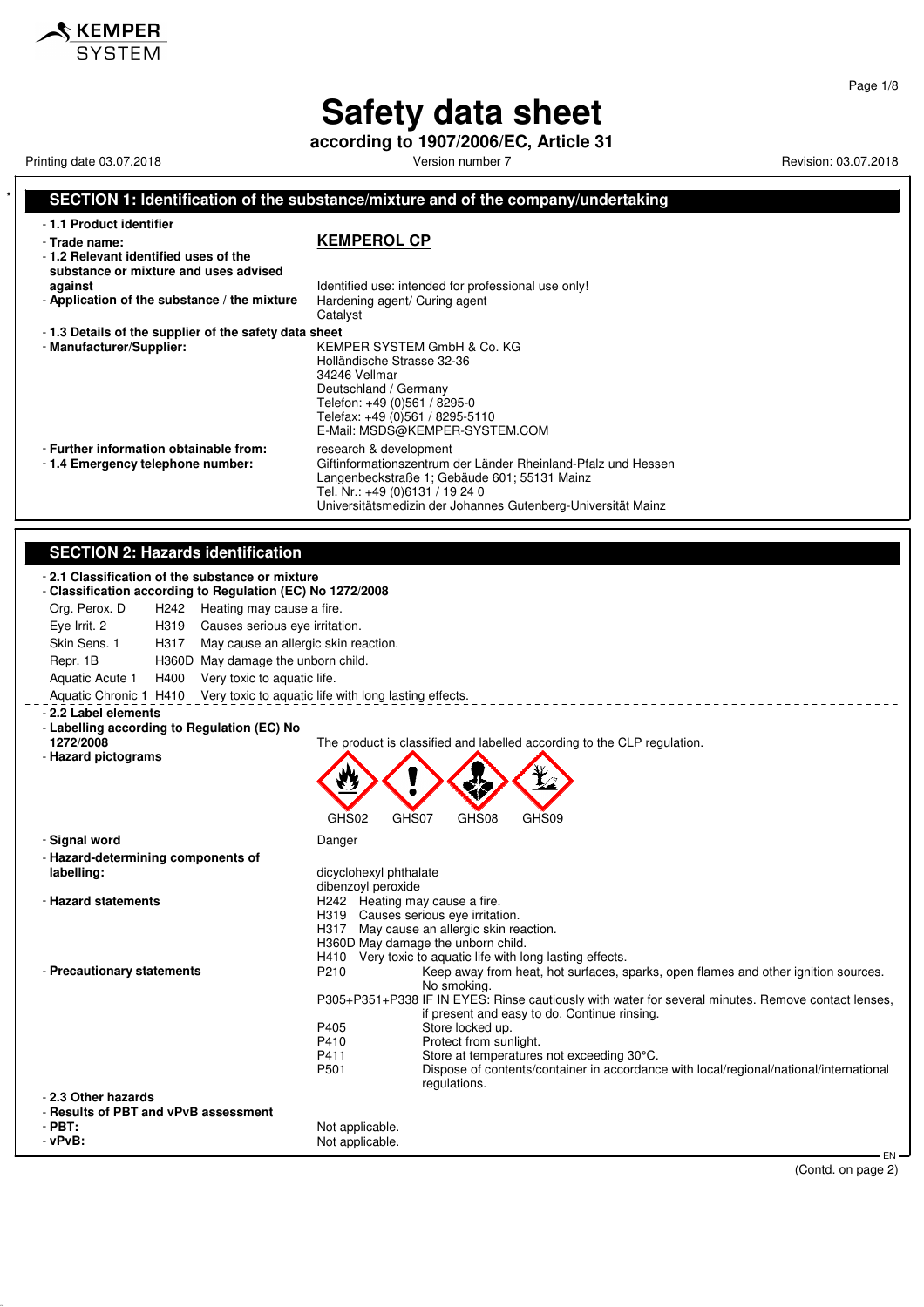KEMPER SYSTEM

# Safety data sheet

**according to 1907/2006/EC, Article 31**

Printing date 03.07.2018 Version number 7 Revision: 03.07.2018

## SECTION 1: Identification of the substance/mixture and of the company/undertaking

- **1.1 Product identifier**
- **Trade name:** **KEMPEROL CP**
- **1.2 Relevant identified uses of the substance or mixture and uses advised against** Identified use: intended for professional use only!
- **Application of the substance / the mixture** Hardening agent/ Curing agent
  Catalyst
- **1.3 Details of the supplier of the safety data sheet**
- **Manufacturer/Supplier:**
  KEMPER SYSTEM GmbH & Co. KG
  Holländische Strasse 32-36
  34246 Vellmar
  Deutschland / Germany
  Telefon: +49 (0)561 / 8295-0
  Telefax: +49 (0)561 / 8295-5110
  E-Mail: MSDS@KEMPER-SYSTEM.COM
- **Further information obtainable from:** research & development
- **1.4 Emergency telephone number:**
  Giftinformationszentrum der Länder Rheinland-Pfalz und Hessen
  Langenbeckstraße 1; Gebäude 601; 55131 Mainz
  Tel. Nr.: +49 (0)6131 / 19 24 0
  Universitätsmedizin der Johannes Gutenberg-Universität Mainz

## SECTION 2: Hazards identification

- **2.1 Classification of the substance or mixture**
- **Classification according to Regulation (EC) No 1272/2008**

| | | |
|---|---|---|
| Org. Perox. D | H242 | Heating may cause a fire. |
| Eye Irrit. 2 | H319 | Causes serious eye irritation. |
| Skin Sens. 1 | H317 | May cause an allergic skin reaction. |
| Repr. 1B | H360D | May damage the unborn child. |
| Aquatic Acute 1 | H400 | Very toxic to aquatic life. |
| Aquatic Chronic 1 | H410 | Very toxic to aquatic life with long lasting effects. |

- **2.2 Label elements**
- **Labelling according to Regulation (EC) No 1272/2008** The product is classified and labelled according to the CLP regulation.
- **Hazard pictograms**

  GHS02 GHS07 GHS08 GHS09

- **Signal word** Danger
- **Hazard-determining components of labelling:**
  dicyclohexyl phthalate
  dibenzoyl peroxide
- **Hazard statements**
  H242 Heating may cause a fire.
  H319 Causes serious eye irritation.
  H317 May cause an allergic skin reaction.
  H360D May damage the unborn child.
  H410 Very toxic to aquatic life with long lasting effects.
- **Precautionary statements**
  P210 Keep away from heat, hot surfaces, sparks, open flames and other ignition sources. No smoking.
  P305+P351+P338 IF IN EYES: Rinse cautiously with water for several minutes. Remove contact lenses, if present and easy to do. Continue rinsing.
  P405 Store locked up.
  P410 Protect from sunlight.
  P411 Store at temperatures not exceeding 30°C.
  P501 Dispose of contents/container in accordance with local/regional/national/international regulations.
- **2.3 Other hazards**
- **Results of PBT and vPvB assessment**
- **PBT:** Not applicable.
- **vPvB:** Not applicable.

(Contd. on page 2)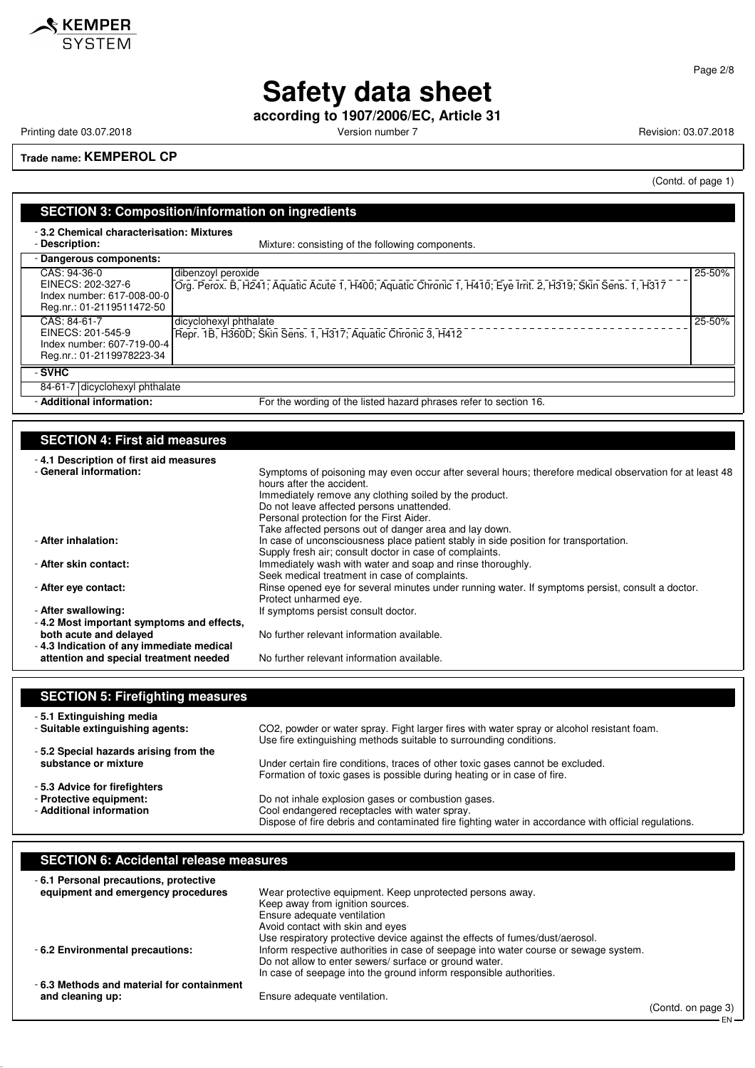**Trade name: KEMPEROL CP**

(Contd. of page 1)

## SECTION 3: Composition/information on ingredients

- **3.2 Chemical characterisation: Mixtures**
- **Description:** Mixture: consisting of the following components.

- **Dangerous components:**

| Identifiers | Name / Classification | % |
|---|---|---|
| CAS: 94-36-0<br>EINECS: 202-327-6<br>Index number: 617-008-00-0<br>Reg.nr.: 01-2119511472-50 | dibenzoyl peroxide<br>Org. Perox. B, H241; Aquatic Acute 1, H400; Aquatic Chronic 1, H410; Eye Irrit. 2, H319; Skin Sens. 1, H317 | 25-50% |
| CAS: 84-61-7<br>EINECS: 201-545-9<br>Index number: 607-719-00-4<br>Reg.nr.: 01-2119978223-34 | dicyclohexyl phthalate<br>Repr. 1B, H360D; Skin Sens. 1, H317; Aquatic Chronic 3, H412 | 25-50% |

- **SVHC**

| | |
|---|---|
| 84-61-7 | dicyclohexyl phthalate |

- **Additional information:** For the wording of the listed hazard phrases refer to section 16.

## SECTION 4: First aid measures

- **4.1 Description of first aid measures**
- **General information:** Symptoms of poisoning may even occur after several hours; therefore medical observation for at least 48 hours after the accident.
  Immediately remove any clothing soiled by the product.
  Do not leave affected persons unattended.
  Personal protection for the First Aider.
  Take affected persons out of danger area and lay down.
- **After inhalation:** In case of unconsciousness place patient stably in side position for transportation.
  Supply fresh air; consult doctor in case of complaints.
- **After skin contact:** Immediately wash with water and soap and rinse thoroughly.
  Seek medical treatment in case of complaints.
- **After eye contact:** Rinse opened eye for several minutes under running water. If symptoms persist, consult a doctor.
  Protect unharmed eye.
- **After swallowing:** If symptoms persist consult doctor.
- **4.2 Most important symptoms and effects, both acute and delayed** No further relevant information available.
- **4.3 Indication of any immediate medical attention and special treatment needed** No further relevant information available.

## SECTION 5: Firefighting measures

- **5.1 Extinguishing media**
- **Suitable extinguishing agents:** $CO_2$, powder or water spray. Fight larger fires with water spray or alcohol resistant foam.
  Use fire extinguishing methods suitable to surrounding conditions.
- **5.2 Special hazards arising from the substance or mixture** Under certain fire conditions, traces of other toxic gases cannot be excluded.
  Formation of toxic gases is possible during heating or in case of fire.
- **5.3 Advice for firefighters**
- **Protective equipment:** Do not inhale explosion gases or combustion gases.
- **Additional information** Cool endangered receptacles with water spray.
  Dispose of fire debris and contaminated fire fighting water in accordance with official regulations.

## SECTION 6: Accidental release measures

- **6.1 Personal precautions, protective equipment and emergency procedures** Wear protective equipment. Keep unprotected persons away.
  Keep away from ignition sources.
  Ensure adequate ventilation
  Avoid contact with skin and eyes
  Use respiratory protective device against the effects of fumes/dust/aerosol.
- **6.2 Environmental precautions:** Inform respective authorities in case of seepage into water course or sewage system.
  Do not allow to enter sewers/ surface or ground water.
  In case of seepage into the ground inform responsible authorities.
- **6.3 Methods and material for containment and cleaning up:** Ensure adequate ventilation.

(Contd. on page 3)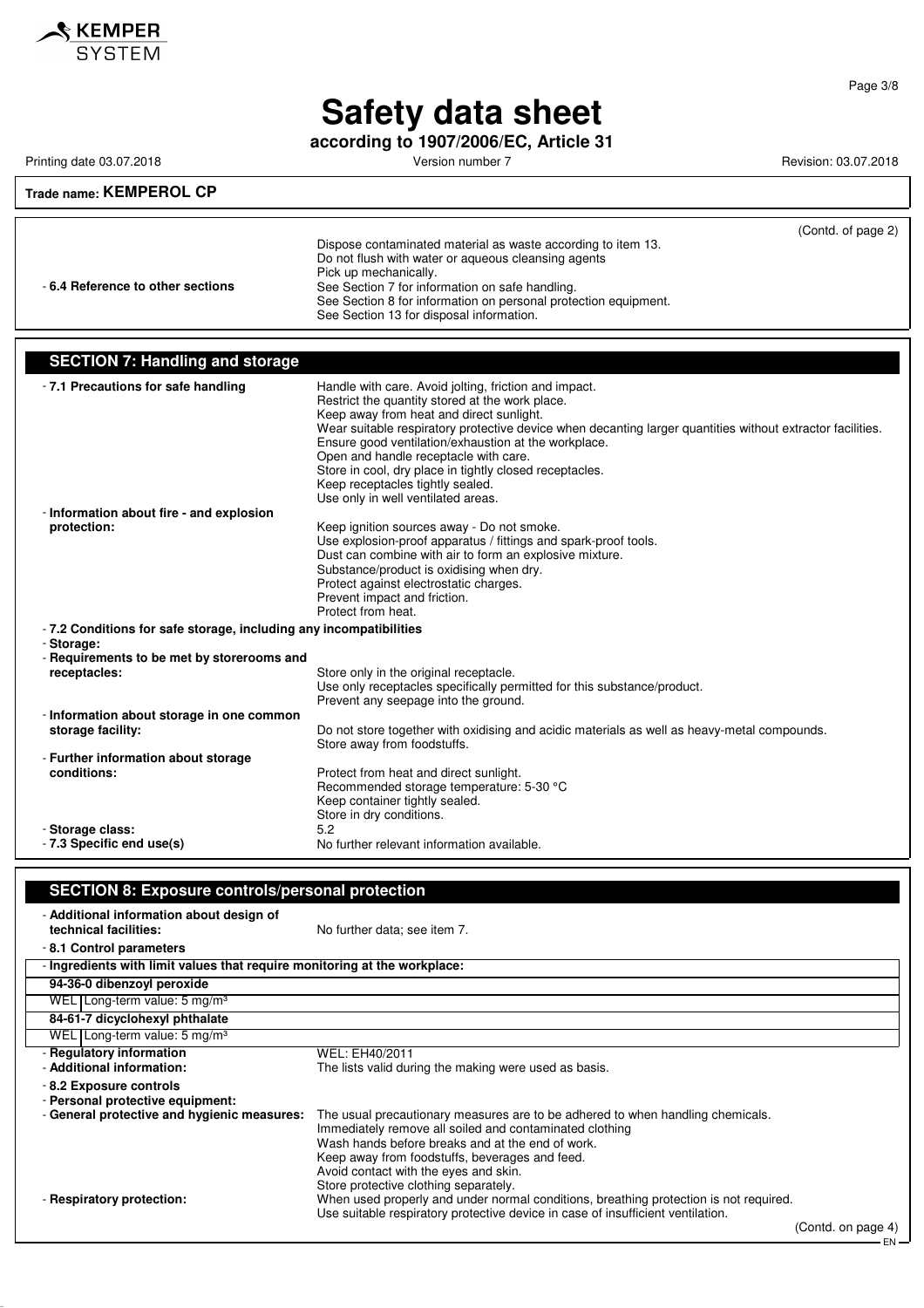# Safety data sheet

**according to 1907/2006/EC, Article 31**

Printing date 03.07.2018 | Version number 7 | Revision: 03.07.2018

**Trade name: KEMPEROL CP**

(Contd. of page 2)

Dispose contaminated material as waste according to item 13.
Do not flush with water or aqueous cleansing agents
Pick up mechanically.

- **6.4 Reference to other sections**
  See Section 7 for information on safe handling.
  See Section 8 for information on personal protection equipment.
  See Section 13 for disposal information.

## SECTION 7: Handling and storage

- **7.1 Precautions for safe handling**
  Handle with care. Avoid jolting, friction and impact.
  Restrict the quantity stored at the work place.
  Keep away from heat and direct sunlight.
  Wear suitable respiratory protective device when decanting larger quantities without extractor facilities.
  Ensure good ventilation/exhaustion at the workplace.
  Open and handle receptacle with care.
  Store in cool, dry place in tightly closed receptacles.
  Keep receptacles tightly sealed.
  Use only in well ventilated areas.
- **Information about fire - and explosion protection:**
  Keep ignition sources away - Do not smoke.
  Use explosion-proof apparatus / fittings and spark-proof tools.
  Dust can combine with air to form an explosive mixture.
  Substance/product is oxidising when dry.
  Protect against electrostatic charges.
  Prevent impact and friction.
  Protect from heat.
- **7.2 Conditions for safe storage, including any incompatibilities**
- **Storage:**
- **Requirements to be met by storerooms and receptacles:**
  Store only in the original receptacle.
  Use only receptacles specifically permitted for this substance/product.
  Prevent any seepage into the ground.
- **Information about storage in one common storage facility:**
  Do not store together with oxidising and acidic materials as well as heavy-metal compounds.
  Store away from foodstuffs.
- **Further information about storage conditions:**
  Protect from heat and direct sunlight.
  Recommended storage temperature: 5-30 °C
  Keep container tightly sealed.
  Store in dry conditions.
- **Storage class:** 5.2
- **7.3 Specific end use(s)** No further relevant information available.

## SECTION 8: Exposure controls/personal protection

- **Additional information about design of technical facilities:** No further data; see item 7.
- **8.1 Control parameters**

| - Ingredients with limit values that require monitoring at the workplace: |
|---|
| **94-36-0 dibenzoyl peroxide** |
| WEL Long-term value: 5 mg/m³ |
| **84-61-7 dicyclohexyl phthalate** |
| WEL Long-term value: 5 mg/m³ |

- **Regulatory information** WEL: EH40/2011
- **Additional information:** The lists valid during the making were used as basis.
- **8.2 Exposure controls**
- **Personal protective equipment:**
- **General protective and hygienic measures:**
  The usual precautionary measures are to be adhered to when handling chemicals.
  Immediately remove all soiled and contaminated clothing
  Wash hands before breaks and at the end of work.
  Keep away from foodstuffs, beverages and feed.
  Avoid contact with the eyes and skin.
  Store protective clothing separately.
- **Respiratory protection:**
  When used properly and under normal conditions, breathing protection is not required.
  Use suitable respiratory protective device in case of insufficient ventilation.

(Contd. on page 4)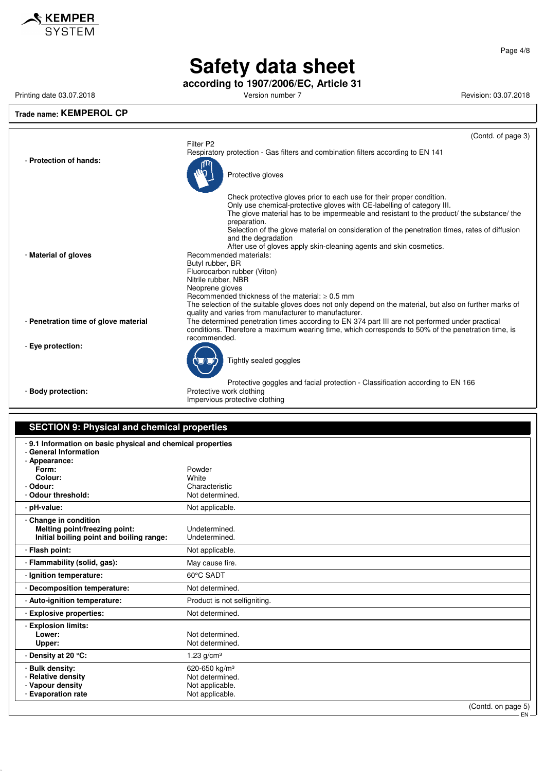**Trade name: KEMPEROL CP**

(Contd. of page 3)

Filter P2
Respiratory protection - Gas filters and combination filters according to EN 141

- **Protection of hands:**

  Protective gloves

  Check protective gloves prior to each use for their proper condition.
  Only use chemical-protective gloves with CE-labelling of category III.
  The glove material has to be impermeable and resistant to the product/ the substance/ the preparation.
  Selection of the glove material on consideration of the penetration times, rates of diffusion and the degradation
  After use of gloves apply skin-cleaning agents and skin cosmetics.

- **Material of gloves**

  Recommended materials:
  Butyl rubber, BR
  Fluorocarbon rubber (Viton)
  Nitrile rubber, NBR
  Neoprene gloves
  Recommended thickness of the material: ≥ 0.5 mm
  The selection of the suitable gloves does not only depend on the material, but also on further marks of quality and varies from manufacturer to manufacturer.

- **Penetration time of glove material**

  The determined penetration times according to EN 374 part III are not performed under practical conditions. Therefore a maximum wearing time, which corresponds to 50% of the penetration time, is recommended.

- **Eye protection:**

  Tightly sealed goggles

  Protective goggles and facial protection - Classification according to EN 166

- **Body protection:**

  Protective work clothing
  Impervious protective clothing

## SECTION 9: Physical and chemical properties

- **9.1 Information on basic physical and chemical properties**
- **General Information**
- **Appearance:**

| Property | Value |
|---|---|
| **Form:** | Powder |
| **Colour:** | White |
| - **Odour:** | Characteristic |
| - **Odour threshold:** | Not determined. |
| - **pH-value:** | Not applicable. |
| - **Change in condition** | |
| **Melting point/freezing point:** | Undetermined. |
| **Initial boiling point and boiling range:** | Undetermined. |
| - **Flash point:** | Not applicable. |
| - **Flammability (solid, gas):** | May cause fire. |
| - **Ignition temperature:** | 60°C SADT |
| - **Decomposition temperature:** | Not determined. |
| - **Auto-ignition temperature:** | Product is not selfigniting. |
| - **Explosive properties:** | Not determined. |
| - **Explosion limits:** | |
| **Lower:** | Not determined. |
| **Upper:** | Not determined. |
| - **Density at 20 °C:** | 1.23 g/cm³ |
| - **Bulk density:** | 620-650 kg/m³ |
| - **Relative density** | Not determined. |
| - **Vapour density** | Not applicable. |
| - **Evaporation rate** | Not applicable. |

(Contd. on page 5)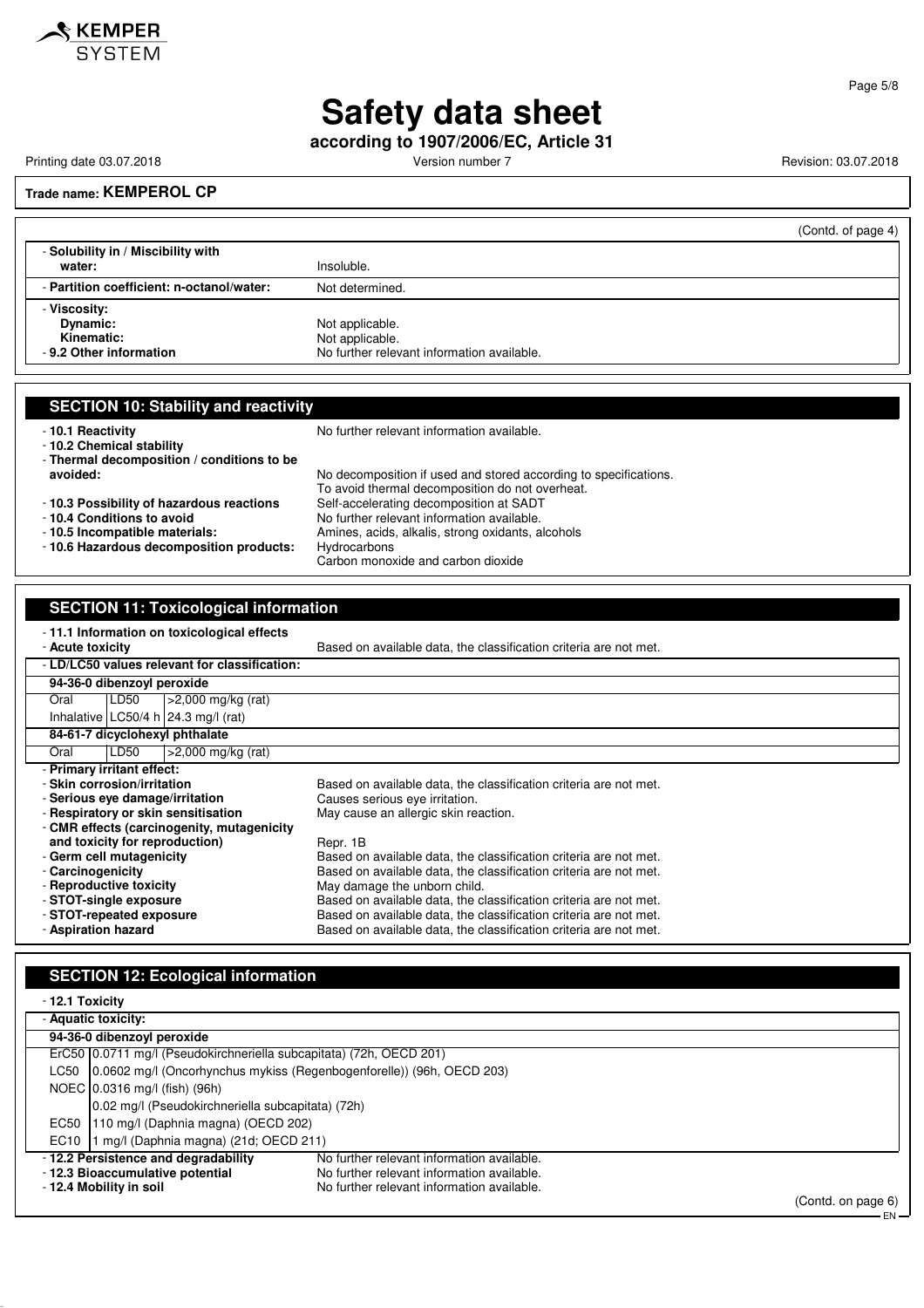**Trade name: KEMPEROL CP**

(Contd. of page 4)

- **Solubility in / Miscibility with water:** Insoluble.
- **Partition coefficient: n-octanol/water:** Not determined.
- **Viscosity:**
  - **Dynamic:** Not applicable.
  - **Kinematic:** Not applicable.
- **9.2 Other information** No further relevant information available.

## SECTION 10: Stability and reactivity

- **10.1 Reactivity** No further relevant information available.
- **10.2 Chemical stability**
- **Thermal decomposition / conditions to be avoided:** No decomposition if used and stored according to specifications. To avoid thermal decomposition do not overheat.
- **10.3 Possibility of hazardous reactions** Self-accelerating decomposition at SADT
- **10.4 Conditions to avoid** No further relevant information available.
- **10.5 Incompatible materials:** Amines, acids, alkalis, strong oxidants, alcohols
- **10.6 Hazardous decomposition products:** Hydrocarbons
  Carbon monoxide and carbon dioxide

## SECTION 11: Toxicological information

- **11.1 Information on toxicological effects**
- **Acute toxicity** Based on available data, the classification criteria are not met.
- **LD/LC50 values relevant for classification:**

| | | |
|---|---|---|
| **94-36-0 dibenzoyl peroxide** | | |
| Oral | LD50 | >2,000 mg/kg (rat) |
| Inhalative | LC50/4 h | 24.3 mg/l (rat) |
| **84-61-7 dicyclohexyl phthalate** | | |
| Oral | LD50 | >2,000 mg/kg (rat) |

- **Primary irritant effect:**
- **Skin corrosion/irritation** Based on available data, the classification criteria are not met.
- **Serious eye damage/irritation** Causes serious eye irritation.
- **Respiratory or skin sensitisation** May cause an allergic skin reaction.
- **CMR effects (carcinogenity, mutagenicity and toxicity for reproduction)** Repr. 1B
- **Germ cell mutagenicity** Based on available data, the classification criteria are not met.
- **Carcinogenicity** Based on available data, the classification criteria are not met.
- **Reproductive toxicity** May damage the unborn child.
- **STOT-single exposure** Based on available data, the classification criteria are not met.
- **STOT-repeated exposure** Based on available data, the classification criteria are not met.
- **Aspiration hazard** Based on available data, the classification criteria are not met.

## SECTION 12: Ecological information

- **12.1 Toxicity**
- **Aquatic toxicity:**

| | |
|---|---|
| **94-36-0 dibenzoyl peroxide** | |
| ErC50 | 0.0711 mg/l (Pseudokirchneriella subcapitata) (72h, OECD 201) |
| LC50 | 0.0602 mg/l (Oncorhynchus mykiss (Regenbogenforelle)) (96h, OECD 203) |
| NOEC | 0.0316 mg/l (fish) (96h) |
| | 0.02 mg/l (Pseudokirchneriella subcapitata) (72h) |
| EC50 | 110 mg/l (Daphnia magna) (OECD 202) |
| EC10 | 1 mg/l (Daphnia magna) (21d; OECD 211) |

- **12.2 Persistence and degradability** No further relevant information available.
- **12.3 Bioaccumulative potential** No further relevant information available.
- **12.4 Mobility in soil** No further relevant information available.

(Contd. on page 6)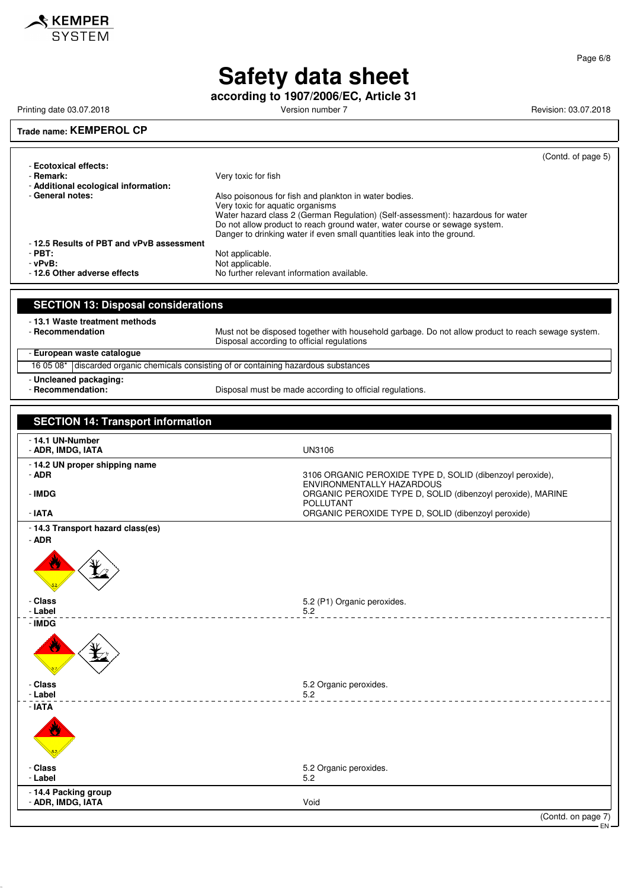Trade name: **KEMPEROL CP**

(Contd. of page 5)

- **Ecotoxical effects:**
- **Remark:** Very toxic for fish
- **Additional ecological information:**
- **General notes:** Also poisonous for fish and plankton in water bodies.
  Very toxic for aquatic organisms
  Water hazard class 2 (German Regulation) (Self-assessment): hazardous for water
  Do not allow product to reach ground water, water course or sewage system.
  Danger to drinking water if even small quantities leak into the ground.
- **12.5 Results of PBT and vPvB assessment**
- **PBT:** Not applicable.
- **vPvB:** Not applicable.
- **12.6 Other adverse effects** No further relevant information available.

## SECTION 13: Disposal considerations

- **13.1 Waste treatment methods**
- **Recommendation** Must not be disposed together with household garbage. Do not allow product to reach sewage system. Disposal according to official regulations

- **European waste catalogue**

| | |
|---|---|
| 16 05 08* | discarded organic chemicals consisting of or containing hazardous substances |

- **Uncleaned packaging:**
- **Recommendation:** Disposal must be made according to official regulations.

## SECTION 14: Transport information

- **14.1 UN-Number**
- **ADR, IMDG, IATA** UN3106

- **14.2 UN proper shipping name**
- **ADR** 3106 ORGANIC PEROXIDE TYPE D, SOLID (dibenzoyl peroxide), ENVIRONMENTALLY HAZARDOUS
- **IMDG** ORGANIC PEROXIDE TYPE D, SOLID (dibenzoyl peroxide), MARINE POLLUTANT
- **IATA** ORGANIC PEROXIDE TYPE D, SOLID (dibenzoyl peroxide)

- **14.3 Transport hazard class(es)**
- **ADR**
- **Class** 5.2 (P1) Organic peroxides.
- **Label** 5.2

- **IMDG**
- **Class** 5.2 Organic peroxides.
- **Label** 5.2

- **IATA**
- **Class** 5.2 Organic peroxides.
- **Label** 5.2

- **14.4 Packing group**
- **ADR, IMDG, IATA** Void

(Contd. on page 7)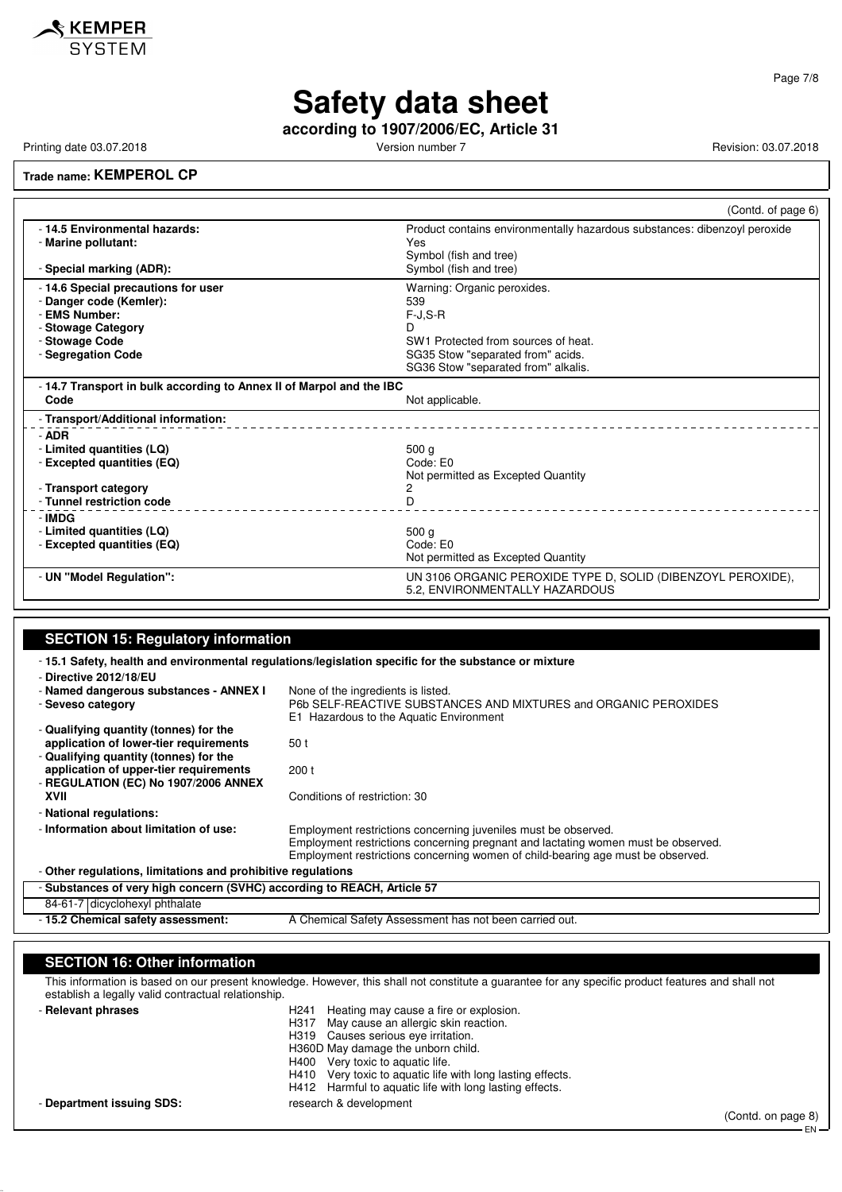# Safety data sheet

**according to 1907/2006/EC, Article 31**

Printing date 03.07.2018 | Version number 7 | Revision: 03.07.2018

**Trade name: KEMPEROL CP**

(Contd. of page 6)

| | |
|---|---|
| - **14.5 Environmental hazards:** | Product contains environmentally hazardous substances: dibenzoyl peroxide |
| - **Marine pollutant:** | Yes<br>Symbol (fish and tree) |
| - **Special marking (ADR):** | Symbol (fish and tree) |
| - **14.6 Special precautions for user** | Warning: Organic peroxides. |
| - **Danger code (Kemler):** | 539 |
| - **EMS Number:** | F-J,S-R |
| - **Stowage Category** | D |
| - **Stowage Code** | SW1 Protected from sources of heat. |
| - **Segregation Code** | SG35 Stow "separated from" acids.<br>SG36 Stow "separated from" alkalis. |
| - **14.7 Transport in bulk according to Annex II of Marpol and the IBC Code** | Not applicable. |
| - **Transport/Additional information:** | |
| - **ADR** | |
| - **Limited quantities (LQ)** | 500 g |
| - **Excepted quantities (EQ)** | Code: E0<br>Not permitted as Excepted Quantity |
| - **Transport category** | 2 |
| - **Tunnel restriction code** | D |
| - **IMDG** | |
| - **Limited quantities (LQ)** | 500 g |
| - **Excepted quantities (EQ)** | Code: E0<br>Not permitted as Excepted Quantity |
| - **UN "Model Regulation":** | UN 3106 ORGANIC PEROXIDE TYPE D, SOLID (DIBENZOYL PEROXIDE), 5.2, ENVIRONMENTALLY HAZARDOUS |

## SECTION 15: Regulatory information

- **15.1 Safety, health and environmental regulations/legislation specific for the substance or mixture**
- **Directive 2012/18/EU**

| | |
|---|---|
| - **Named dangerous substances - ANNEX I** | None of the ingredients is listed. |
| - **Seveso category** | P6b SELF-REACTIVE SUBSTANCES AND MIXTURES and ORGANIC PEROXIDES<br>E1 Hazardous to the Aquatic Environment |
| - **Qualifying quantity (tonnes) for the application of lower-tier requirements** | 50 t |
| - **Qualifying quantity (tonnes) for the application of upper-tier requirements** | 200 t |
| - **REGULATION (EC) No 1907/2006 ANNEX XVII** | Conditions of restriction: 30 |
| - **National regulations:** | |
| - **Information about limitation of use:** | Employment restrictions concerning juveniles must be observed.<br>Employment restrictions concerning pregnant and lactating women must be observed.<br>Employment restrictions concerning women of child-bearing age must be observed. |

- **Other regulations, limitations and prohibitive regulations**
- **Substances of very high concern (SVHC) according to REACH, Article 57**

| | |
|---|---|
| 84-61-7 | dicyclohexyl phthalate |

- **15.2 Chemical safety assessment:** A Chemical Safety Assessment has not been carried out.

## SECTION 16: Other information

This information is based on our present knowledge. However, this shall not constitute a guarantee for any specific product features and shall not establish a legally valid contractual relationship.

- **Relevant phrases**
  - H241 Heating may cause a fire or explosion.
  - H317 May cause an allergic skin reaction.
  - H319 Causes serious eye irritation.
  - H360D May damage the unborn child.
  - H400 Very toxic to aquatic life.
  - H410 Very toxic to aquatic life with long lasting effects.
  - H412 Harmful to aquatic life with long lasting effects.
- **Department issuing SDS:** research & development

(Contd. on page 8)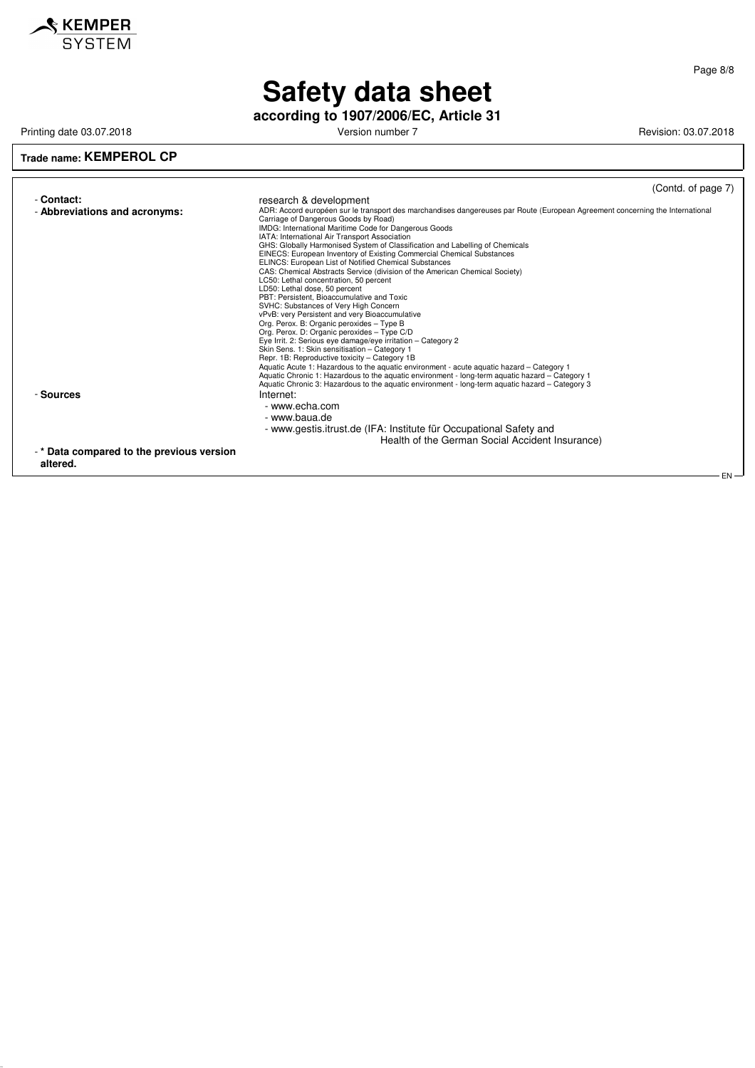**Safety data sheet**

**according to 1907/2006/EC, Article 31**

Printing date 03.07.2018 | Version number 7 | Revision: 03.07.2018

**Trade name: KEMPEROL CP**

(Contd. of page 7)

- **Contact:** research & development
- **Abbreviations and acronyms:**
  ADR: Accord européen sur le transport des marchandises dangereuses par Route (European Agreement concerning the International Carriage of Dangerous Goods by Road)
  IMDG: International Maritime Code for Dangerous Goods
  IATA: International Air Transport Association
  GHS: Globally Harmonised System of Classification and Labelling of Chemicals
  EINECS: European Inventory of Existing Commercial Chemical Substances
  ELINCS: European List of Notified Chemical Substances
  CAS: Chemical Abstracts Service (division of the American Chemical Society)
  LC50: Lethal concentration, 50 percent
  LD50: Lethal dose, 50 percent
  PBT: Persistent, Bioaccumulative and Toxic
  SVHC: Substances of Very High Concern
  vPvB: very Persistent and very Bioaccumulative
  Org. Perox. B: Organic peroxides – Type B
  Org. Perox. D: Organic peroxides – Type C/D
  Eye Irrit. 2: Serious eye damage/eye irritation – Category 2
  Skin Sens. 1: Skin sensitisation – Category 1
  Repr. 1B: Reproductive toxicity – Category 1B
  Aquatic Acute 1: Hazardous to the aquatic environment - acute aquatic hazard – Category 1
  Aquatic Chronic 1: Hazardous to the aquatic environment - long-term aquatic hazard – Category 1
  Aquatic Chronic 3: Hazardous to the aquatic environment - long-term aquatic hazard – Category 3
- **Sources**
  Internet:
  - www.echa.com
  - www.baua.de
  - www.gestis.itrust.de (IFA: Institute für Occupational Safety and Health of the German Social Accident Insurance)
- **\* Data compared to the previous version altered.**

EN